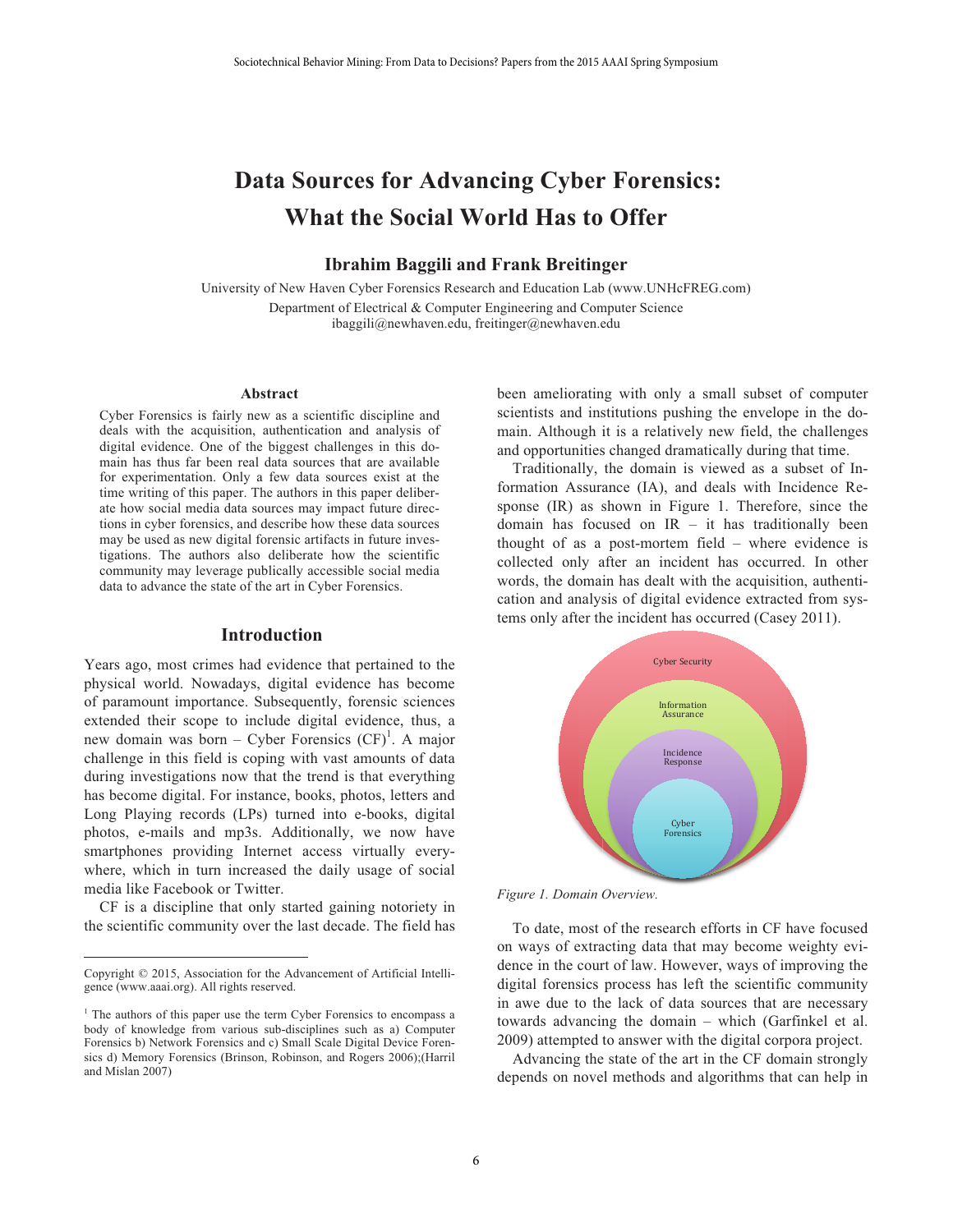# Data Sources for Advancing Cyber Forensics: What the Social World Has to Offer

**Ibrahim Baggili and Frank Breitinger**

University of New Haven Cyber Forensics Research and Education Lab (www.UNHcFREG.com)
Department of Electrical & Computer Engineering and Computer Science
ibaggili@newhaven.edu, freitinger@newhaven.edu

### Abstract

Cyber Forensics is fairly new as a scientific discipline and deals with the acquisition, authentication and analysis of digital evidence. One of the biggest challenges in this domain has thus far been real data sources that are available for experimentation. Only a few data sources exist at the time writing of this paper. The authors in this paper deliberate how social media data sources may impact future directions in cyber forensics, and describe how these data sources may be used as new digital forensic artifacts in future investigations. The authors also deliberate how the scientific community may leverage publically accessible social media data to advance the state of the art in Cyber Forensics.

## Introduction

Years ago, most crimes had evidence that pertained to the physical world. Nowadays, digital evidence has become of paramount importance. Subsequently, forensic sciences extended their scope to include digital evidence, thus, a new domain was born – Cyber Forensics (CF)[1]. A major challenge in this field is coping with vast amounts of data during investigations now that the trend is that everything has become digital. For instance, books, photos, letters and Long Playing records (LPs) turned into e-books, digital photos, e-mails and mp3s. Additionally, we now have smartphones providing Internet access virtually everywhere, which in turn increased the daily usage of social media like Facebook or Twitter.

CF is a discipline that only started gaining notoriety in the scientific community over the last decade. The field has been ameliorating with only a small subset of computer scientists and institutions pushing the envelope in the domain. Although it is a relatively new field, the challenges and opportunities changed dramatically during that time.

Traditionally, the domain is viewed as a subset of Information Assurance (IA), and deals with Incidence Response (IR) as shown in Figure 1. Therefore, since the domain has focused on IR – it has traditionally been thought of as a post-mortem field – where evidence is collected only after an incident has occurred. In other words, the domain has dealt with the acquisition, authentication and analysis of digital evidence extracted from systems only after the incident has occurred (Casey 2011).

Cyber Security

Information Assurance

Incidence Response

Cyber Forensics

*Figure 1. Domain Overview.*

To date, most of the research efforts in CF have focused on ways of extracting data that may become weighty evidence in the court of law. However, ways of improving the digital forensics process has left the scientific community in awe due to the lack of data sources that are necessary towards advancing the domain – which (Garfinkel et al. 2009) attempted to answer with the digital corpora project.

Advancing the state of the art in the CF domain strongly depends on novel methods and algorithms that can help in

---

Copyright © 2015, Association for the Advancement of Artificial Intelligence (www.aaai.org). All rights reserved.

[1] The authors of this paper use the term Cyber Forensics to encompass a body of knowledge from various sub-disciplines such as a) Computer Forensics b) Network Forensics and c) Small Scale Digital Device Forensics d) Memory Forensics (Brinson, Robinson, and Rogers 2006);(Harril and Mislan 2007)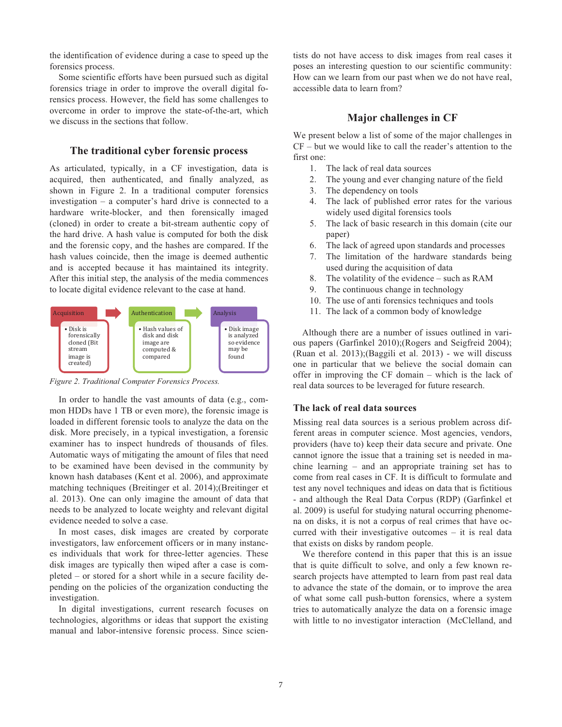the identification of evidence during a case to speed up the forensics process.

Some scientific efforts have been pursued such as digital forensics triage in order to improve the overall digital forensics process. However, the field has some challenges to overcome in order to improve the state-of-the-art, which we discuss in the sections that follow.

## The traditional cyber forensic process

As articulated, typically, in a CF investigation, data is acquired, then authenticated, and finally analyzed, as shown in Figure 2. In a traditional computer forensics investigation – a computer's hard drive is connected to a hardware write-blocker, and then forensically imaged (cloned) in order to create a bit-stream authentic copy of the hard drive. A hash value is computed for both the disk and the forensic copy, and the hashes are compared. If the hash values coincide, then the image is deemed authentic and is accepted because it has maintained its integrity. After this initial step, the analysis of the media commences to locate digital evidence relevant to the case at hand.

| Acquisition | Authentication | Analysis |
|---|---|---|
| • Disk is forensically cloned (Bit stream image is created) | • Hash values of disk and disk image are computed & compared | • Disk image is analyzed so evidence may be found |

*Figure 2. Traditional Computer Forensics Process.*

In order to handle the vast amounts of data (e.g., common HDDs have 1 TB or even more), the forensic image is loaded in different forensic tools to analyze the data on the disk. More precisely, in a typical investigation, a forensic examiner has to inspect hundreds of thousands of files. Automatic ways of mitigating the amount of files that need to be examined have been devised in the community by known hash databases (Kent et al. 2006), and approximate matching techniques (Breitinger et al. 2014);(Breitinger et al. 2013). One can only imagine the amount of data that needs to be analyzed to locate weighty and relevant digital evidence needed to solve a case.

In most cases, disk images are created by corporate investigators, law enforcement officers or in many instances individuals that work for three-letter agencies. These disk images are typically then wiped after a case is completed – or stored for a short while in a secure facility depending on the policies of the organization conducting the investigation.

In digital investigations, current research focuses on technologies, algorithms or ideas that support the existing manual and labor-intensive forensic process. Since scientists do not have access to disk images from real cases it poses an interesting question to our scientific community: How can we learn from our past when we do not have real, accessible data to learn from?

## Major challenges in CF

We present below a list of some of the major challenges in CF – but we would like to call the reader's attention to the first one:

1. The lack of real data sources
2. The young and ever changing nature of the field
3. The dependency on tools
4. The lack of published error rates for the various widely used digital forensics tools
5. The lack of basic research in this domain (cite our paper)
6. The lack of agreed upon standards and processes
7. The limitation of the hardware standards being used during the acquisition of data
8. The volatility of the evidence – such as RAM
9. The continuous change in technology
10. The use of anti forensics techniques and tools
11. The lack of a common body of knowledge

Although there are a number of issues outlined in various papers (Garfinkel 2010);(Rogers and Seigfreid 2004);(Ruan et al. 2013);(Baggili et al. 2013) - we will discuss one in particular that we believe the social domain can offer in improving the CF domain – which is the lack of real data sources to be leveraged for future research.

### The lack of real data sources

Missing real data sources is a serious problem across different areas in computer science. Most agencies, vendors, providers (have to) keep their data secure and private. One cannot ignore the issue that a training set is needed in machine learning – and an appropriate training set has to come from real cases in CF. It is difficult to formulate and test any novel techniques and ideas on data that is fictitious - and although the Real Data Corpus (RDP) (Garfinkel et al. 2009) is useful for studying natural occurring phenomena on disks, it is not a corpus of real crimes that have occurred with their investigative outcomes – it is real data that exists on disks by random people.

We therefore contend in this paper that this is an issue that is quite difficult to solve, and only a few known research projects have attempted to learn from past real data to advance the state of the domain, or to improve the area of what some call push-button forensics, where a system tries to automatically analyze the data on a forensic image with little to no investigator interaction (McClelland, and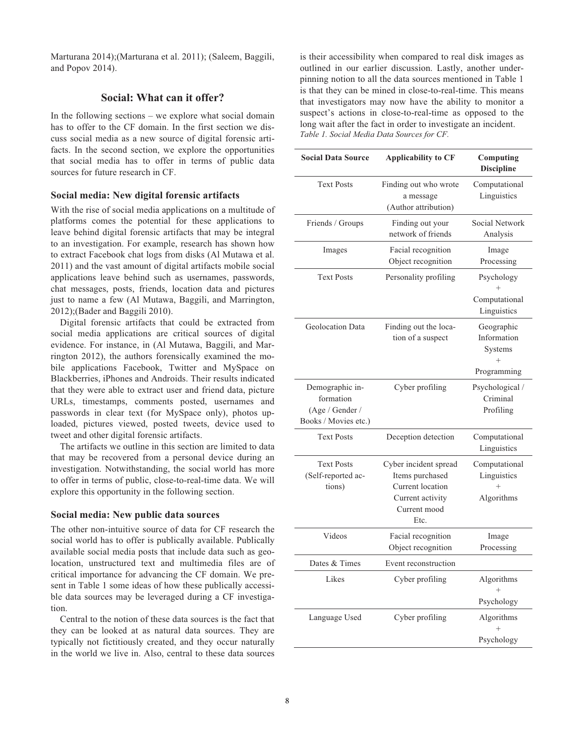Marturana 2014);(Marturana et al. 2011); (Saleem, Baggili, and Popov 2014).

## Social: What can it offer?

In the following sections – we explore what social domain has to offer to the CF domain. In the first section we discuss social media as a new source of digital forensic artifacts. In the second section, we explore the opportunities that social media has to offer in terms of public data sources for future research in CF.

### Social media: New digital forensic artifacts

With the rise of social media applications on a multitude of platforms comes the potential for these applications to leave behind digital forensic artifacts that may be integral to an investigation. For example, research has shown how to extract Facebook chat logs from disks (Al Mutawa et al. 2011) and the vast amount of digital artifacts mobile social applications leave behind such as usernames, passwords, chat messages, posts, friends, location data and pictures just to name a few (Al Mutawa, Baggili, and Marrington, 2012);(Bader and Baggili 2010).

Digital forensic artifacts that could be extracted from social media applications are critical sources of digital evidence. For instance, in (Al Mutawa, Baggili, and Marrington 2012), the authors forensically examined the mobile applications Facebook, Twitter and MySpace on Blackberries, iPhones and Androids. Their results indicated that they were able to extract user and friend data, picture URLs, timestamps, comments posted, usernames and passwords in clear text (for MySpace only), photos uploaded, pictures viewed, posted tweets, device used to tweet and other digital forensic artifacts.

The artifacts we outline in this section are limited to data that may be recovered from a personal device during an investigation. Notwithstanding, the social world has more to offer in terms of public, close-to-real-time data. We will explore this opportunity in the following section.

### Social media: New public data sources

The other non-intuitive source of data for CF research the social world has to offer is publically available. Publically available social media posts that include data such as geolocation, unstructured text and multimedia files are of critical importance for advancing the CF domain. We present in Table 1 some ideas of how these publically accessible data sources may be leveraged during a CF investigation.

Central to the notion of these data sources is the fact that they can be looked at as natural data sources. They are typically not fictitiously created, and they occur naturally in the world we live in. Also, central to these data sources is their accessibility when compared to real disk images as outlined in our earlier discussion. Lastly, another underpinning notion to all the data sources mentioned in Table 1 is that they can be mined in close-to-real-time. This means that investigators may now have the ability to monitor a suspect's actions in close-to-real-time as opposed to the long wait after the fact in order to investigate an incident.

*Table 1. Social Media Data Sources for CF.*

| Social Data Source | Applicability to CF | Computing Discipline |
|---|---|---|
| Text Posts | Finding out who wrote a message (Author attribution) | Computational Linguistics |
| Friends / Groups | Finding out your network of friends | Social Network Analysis |
| Images | Facial recognition Object recognition | Image Processing |
| Text Posts | Personality profiling | Psychology + Computational Linguistics |
| Geolocation Data | Finding out the location of a suspect | Geographic Information Systems + Programming |
| Demographic information (Age / Gender / Books / Movies etc.) | Cyber profiling | Psychological / Criminal Profiling |
| Text Posts | Deception detection | Computational Linguistics |
| Text Posts (Self-reported actions) | Cyber incident spread Items purchased Current location Current activity Current mood Etc. | Computational Linguistics + Algorithms |
| Videos | Facial recognition Object recognition | Image Processing |
| Dates & Times | Event reconstruction | |
| Likes | Cyber profiling | Algorithms + Psychology |
| Language Used | Cyber profiling | Algorithms + Psychology |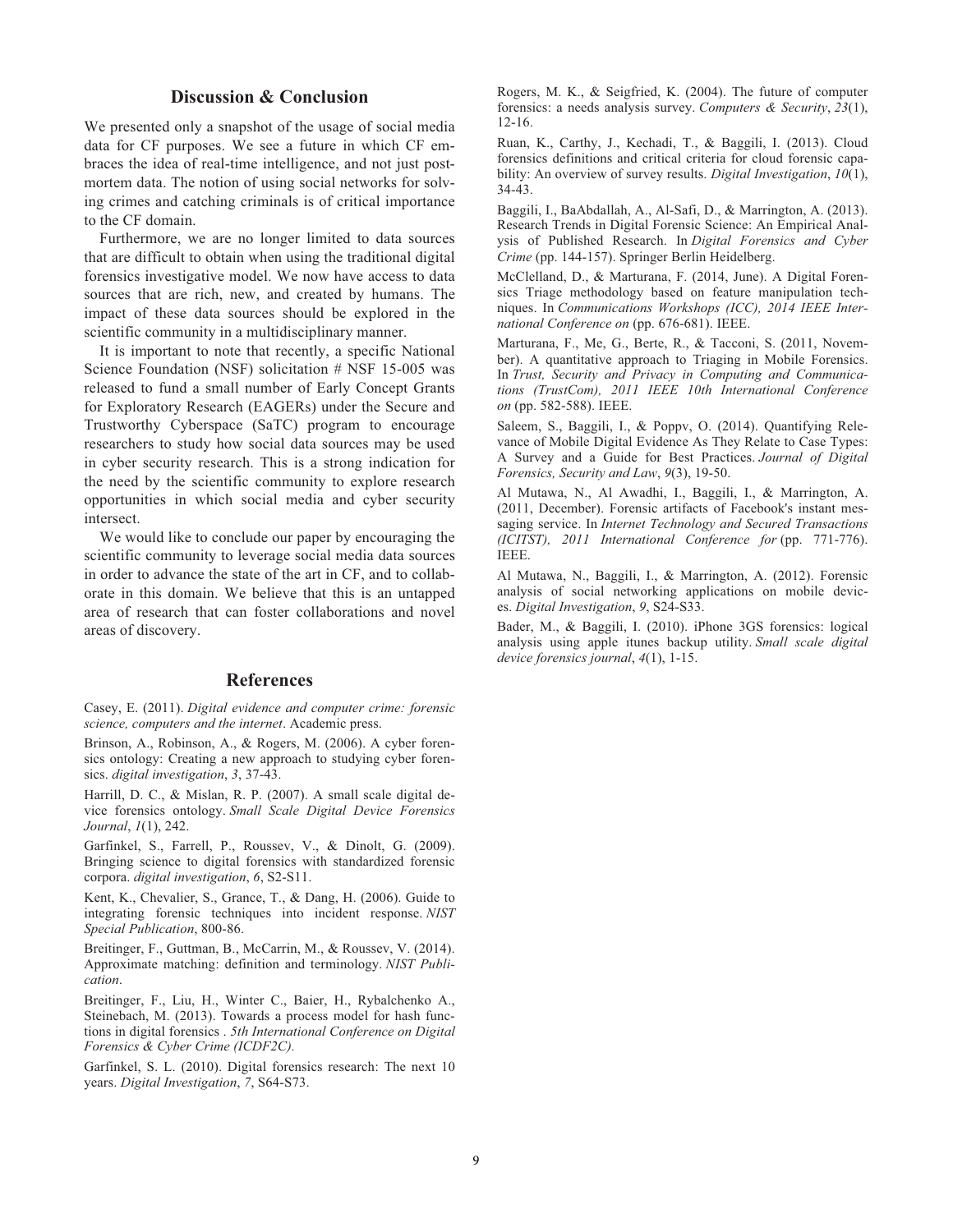## Discussion & Conclusion

We presented only a snapshot of the usage of social media data for CF purposes. We see a future in which CF embraces the idea of real-time intelligence, and not just post-mortem data. The notion of using social networks for solving crimes and catching criminals is of critical importance to the CF domain.

Furthermore, we are no longer limited to data sources that are difficult to obtain when using the traditional digital forensics investigative model. We now have access to data sources that are rich, new, and created by humans. The impact of these data sources should be explored in the scientific community in a multidisciplinary manner.

It is important to note that recently, a specific National Science Foundation (NSF) solicitation # NSF 15-005 was released to fund a small number of Early Concept Grants for Exploratory Research (EAGERs) under the Secure and Trustworthy Cyberspace (SaTC) program to encourage researchers to study how social data sources may be used in cyber security research. This is a strong indication for the need by the scientific community to explore research opportunities in which social media and cyber security intersect.

We would like to conclude our paper by encouraging the scientific community to leverage social media data sources in order to advance the state of the art in CF, and to collaborate in this domain. We believe that this is an untapped area of research that can foster collaborations and novel areas of discovery.

## References

Casey, E. (2011). *Digital evidence and computer crime: forensic science, computers and the internet*. Academic press.

Brinson, A., Robinson, A., & Rogers, M. (2006). A cyber forensics ontology: Creating a new approach to studying cyber forensics. *digital investigation*, *3*, 37-43.

Harrill, D. C., & Mislan, R. P. (2007). A small scale digital device forensics ontology. *Small Scale Digital Device Forensics Journal*, *1*(1), 242.

Garfinkel, S., Farrell, P., Roussev, V., & Dinolt, G. (2009). Bringing science to digital forensics with standardized forensic corpora. *digital investigation*, *6*, S2-S11.

Kent, K., Chevalier, S., Grance, T., & Dang, H. (2006). Guide to integrating forensic techniques into incident response. *NIST Special Publication*, 800-86.

Breitinger, F., Guttman, B., McCarrin, M., & Roussev, V. (2014). Approximate matching: definition and terminology. *NIST Publication*.

Breitinger, F., Liu, H., Winter C., Baier, H., Rybalchenko A., Steinebach, M. (2013). Towards a process model for hash functions in digital forensics . *5th International Conference on Digital Forensics & Cyber Crime (ICDF2C).*

Garfinkel, S. L. (2010). Digital forensics research: The next 10 years. *Digital Investigation*, *7*, S64-S73.

Rogers, M. K., & Seigfried, K. (2004). The future of computer forensics: a needs analysis survey. *Computers & Security*, *23*(1), 12-16.

Ruan, K., Carthy, J., Kechadi, T., & Baggili, I. (2013). Cloud forensics definitions and critical criteria for cloud forensic capability: An overview of survey results. *Digital Investigation*, *10*(1), 34-43.

Baggili, I., BaAbdallah, A., Al-Safi, D., & Marrington, A. (2013). Research Trends in Digital Forensic Science: An Empirical Analysis of Published Research. In *Digital Forensics and Cyber Crime* (pp. 144-157). Springer Berlin Heidelberg.

McClelland, D., & Marturana, F. (2014, June). A Digital Forensics Triage methodology based on feature manipulation techniques. In *Communications Workshops (ICC), 2014 IEEE International Conference on* (pp. 676-681). IEEE.

Marturana, F., Me, G., Berte, R., & Tacconi, S. (2011, November). A quantitative approach to Triaging in Mobile Forensics. In *Trust, Security and Privacy in Computing and Communications (TrustCom), 2011 IEEE 10th International Conference on* (pp. 582-588). IEEE.

Saleem, S., Baggili, I., & Poppv, O. (2014). Quantifying Relevance of Mobile Digital Evidence As They Relate to Case Types: A Survey and a Guide for Best Practices. *Journal of Digital Forensics, Security and Law*, *9*(3), 19-50.

Al Mutawa, N., Al Awadhi, I., Baggili, I., & Marrington, A. (2011, December). Forensic artifacts of Facebook's instant messaging service. In *Internet Technology and Secured Transactions (ICITST), 2011 International Conference for* (pp. 771-776). IEEE.

Al Mutawa, N., Baggili, I., & Marrington, A. (2012). Forensic analysis of social networking applications on mobile devices. *Digital Investigation*, *9*, S24-S33.

Bader, M., & Baggili, I. (2010). iPhone 3GS forensics: logical analysis using apple itunes backup utility. *Small scale digital device forensics journal*, *4*(1), 1-15.